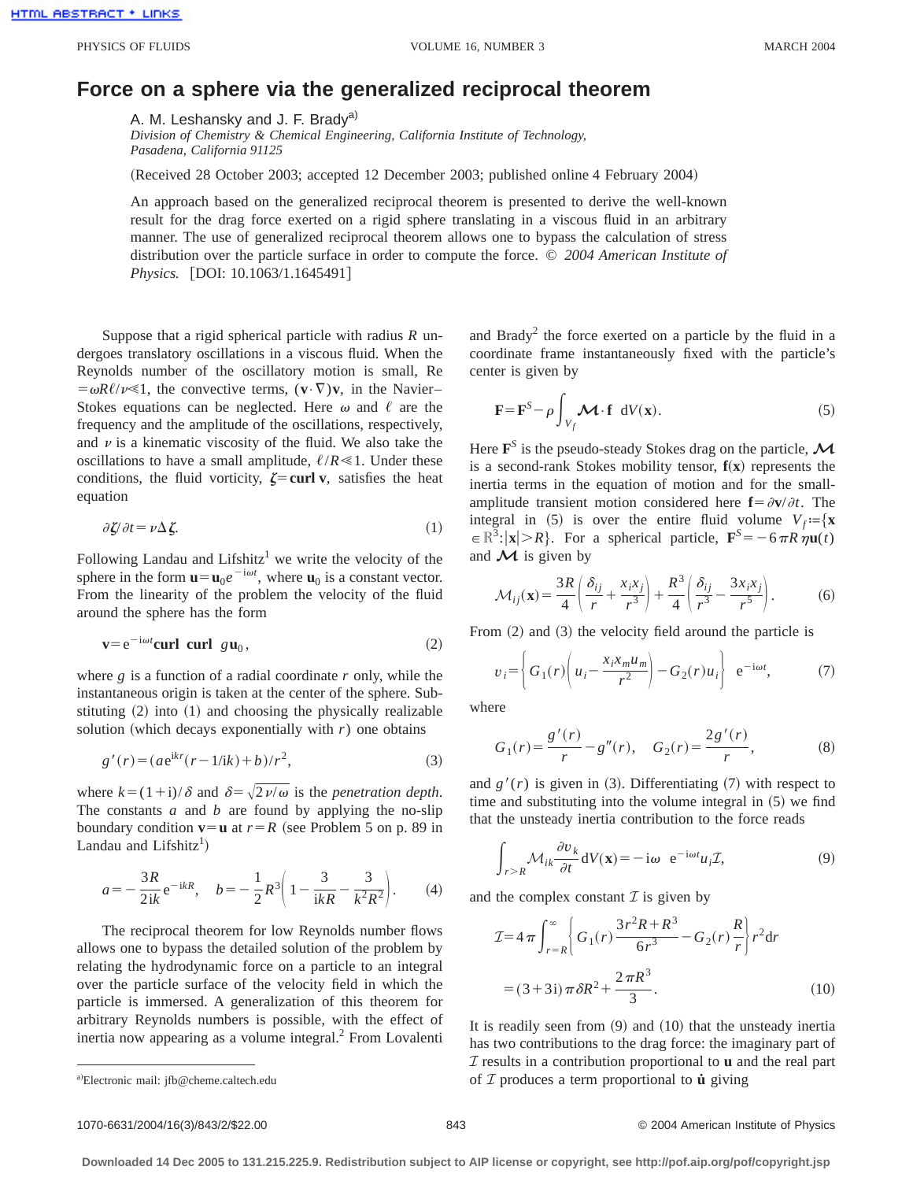# Force on a sphere via the generalized reciprocal theorem

A. M. Leshansky and J. F. Brady[a)]

*Division of Chemistry & Chemical Engineering, California Institute of Technology, Pasadena, California 91125*

(Received 28 October 2003; accepted 12 December 2003; published online 4 February 2004)

An approach based on the generalized reciprocal theorem is presented to derive the well-known result for the drag force exerted on a rigid sphere translating in a viscous fluid in an arbitrary manner. The use of generalized reciprocal theorem allows one to bypass the calculation of stress distribution over the particle surface in order to compute the force. © *2004 American Institute of Physics.* [DOI: 10.1063/1.1645491]

Suppose that a rigid spherical particle with radius $R$ undergoes translatory oscillations in a viscous fluid. When the Reynolds number of the oscillatory motion is small, $\mathrm{Re}=\omega R\ell/\nu \ll 1$, the convective terms, $(\mathbf{v}\cdot\nabla)\mathbf{v}$, in the Navier–Stokes equations can be neglected. Here $\omega$ and $\ell$ are the frequency and the amplitude of the oscillations, respectively, and $\nu$ is a kinematic viscosity of the fluid. We also take the oscillations to have a small amplitude, $\ell/R \ll 1$. Under these conditions, the fluid vorticity, $\boldsymbol{\zeta}=\mathbf{curl}\,\mathbf{v}$, satisfies the heat equation

$$\partial\boldsymbol{\zeta}/\partial t=\nu\Delta\boldsymbol{\zeta}. \tag{1}$$

Following Landau and Lifshitz[1] we write the velocity of the sphere in the form $\mathbf{u}=\mathbf{u}_0 e^{-\mathrm{i}\omega t}$, where $\mathbf{u}_0$ is a constant vector. From the linearity of the problem the velocity of the fluid around the sphere has the form

$$\mathbf{v}=\mathrm{e}^{-\mathrm{i}\omega t}\mathbf{curl}\ \mathbf{curl}\ g\mathbf{u}_0, \tag{2}$$

where $g$ is a function of a radial coordinate $r$ only, while the instantaneous origin is taken at the center of the sphere. Substituting (2) into (1) and choosing the physically realizable solution (which decays exponentially with $r$) one obtains

$$g'(r)=(a\mathrm{e}^{\mathrm{i}kr}(r-1/\mathrm{i}k)+b)/r^2, \tag{3}$$

where $k=(1+\mathrm{i})/\delta$ and $\delta=\sqrt{2\nu/\omega}$ is the *penetration depth*. The constants $a$ and $b$ are found by applying the no-slip boundary condition $\mathbf{v}=\mathbf{u}$ at $r=R$ (see Problem 5 on p. 89 in Landau and Lifshitz[1])

$$a=-\frac{3R}{2\mathrm{i}k}\mathrm{e}^{-\mathrm{i}kR},\quad b=-\frac{1}{2}R^3\left(1-\frac{3}{\mathrm{i}kR}-\frac{3}{k^2R^2}\right). \tag{4}$$

The reciprocal theorem for low Reynolds number flows allows one to bypass the detailed solution of the problem by relating the hydrodynamic force on a particle to an integral over the particle surface of the velocity field in which the particle is immersed. A generalization of this theorem for arbitrary Reynolds numbers is possible, with the effect of inertia now appearing as a volume integral.[2] From Lovalenti and Brady[2] the force exerted on a particle by the fluid in a coordinate frame instantaneously fixed with the particle's center is given by

$$\mathbf{F}=\mathbf{F}^S-\rho\int_{V_f}\boldsymbol{\mathcal{M}}\cdot\mathbf{f}\ \mathrm{d}V(\mathbf{x}). \tag{5}$$

Here $\mathbf{F}^S$ is the pseudo-steady Stokes drag on the particle, $\boldsymbol{\mathcal{M}}$ is a second-rank Stokes mobility tensor, $\mathbf{f}(\mathbf{x})$ represents the inertia terms in the equation of motion and for the small-amplitude transient motion considered here $\mathbf{f}=\partial\mathbf{v}/\partial t$. The integral in (5) is over the entire fluid volume $V_f:=\{\mathbf{x}\in\mathbb{R}^3:|\mathbf{x}|>R\}$. For a spherical particle, $\mathbf{F}^S=-6\pi R\eta\mathbf{u}(t)$ and $\boldsymbol{\mathcal{M}}$ is given by

$$\mathcal{M}_{ij}(\mathbf{x})=\frac{3R}{4}\left(\frac{\delta_{ij}}{r}+\frac{x_ix_j}{r^3}\right)+\frac{R^3}{4}\left(\frac{\delta_{ij}}{r^3}-\frac{3x_ix_j}{r^5}\right). \tag{6}$$

From (2) and (3) the velocity field around the particle is

$$v_i=\left\{G_1(r)\left(u_i-\frac{x_ix_mu_m}{r^2}\right)-G_2(r)u_i\right\}\ \mathrm{e}^{-\mathrm{i}\omega t}, \tag{7}$$

where

$$G_1(r)=\frac{g'(r)}{r}-g''(r),\quad G_2(r)=\frac{2g'(r)}{r}, \tag{8}$$

and $g'(r)$ is given in (3). Differentiating (7) with respect to time and substituting into the volume integral in (5) we find that the unsteady inertia contribution to the force reads

$$\int_{r>R}\mathcal{M}_{ik}\frac{\partial v_k}{\partial t}\mathrm{d}V(\mathbf{x})=-\mathrm{i}\omega\ \ \mathrm{e}^{-\mathrm{i}\omega t}u_i\mathcal{I}, \tag{9}$$

and the complex constant $\mathcal{I}$ is given by

$$\begin{aligned}\mathcal{I}&=4\pi\int_{r=R}^{\infty}\left\{G_1(r)\frac{3r^2R+R^3}{6r^3}-G_2(r)\frac{R}{r}\right\}r^2\mathrm{d}r\\&=(3+3\mathrm{i})\pi\delta R^2+\frac{2\pi R^3}{3}.\end{aligned} \tag{10}$$

It is readily seen from (9) and (10) that the unsteady inertia has two contributions to the drag force: the imaginary part of $\mathcal{I}$ results in a contribution proportional to $\mathbf{u}$ and the real part of $\mathcal{I}$ produces a term proportional to $\dot{\mathbf{u}}$ giving

---

[a)] Electronic mail: jfb@cheme.caltech.edu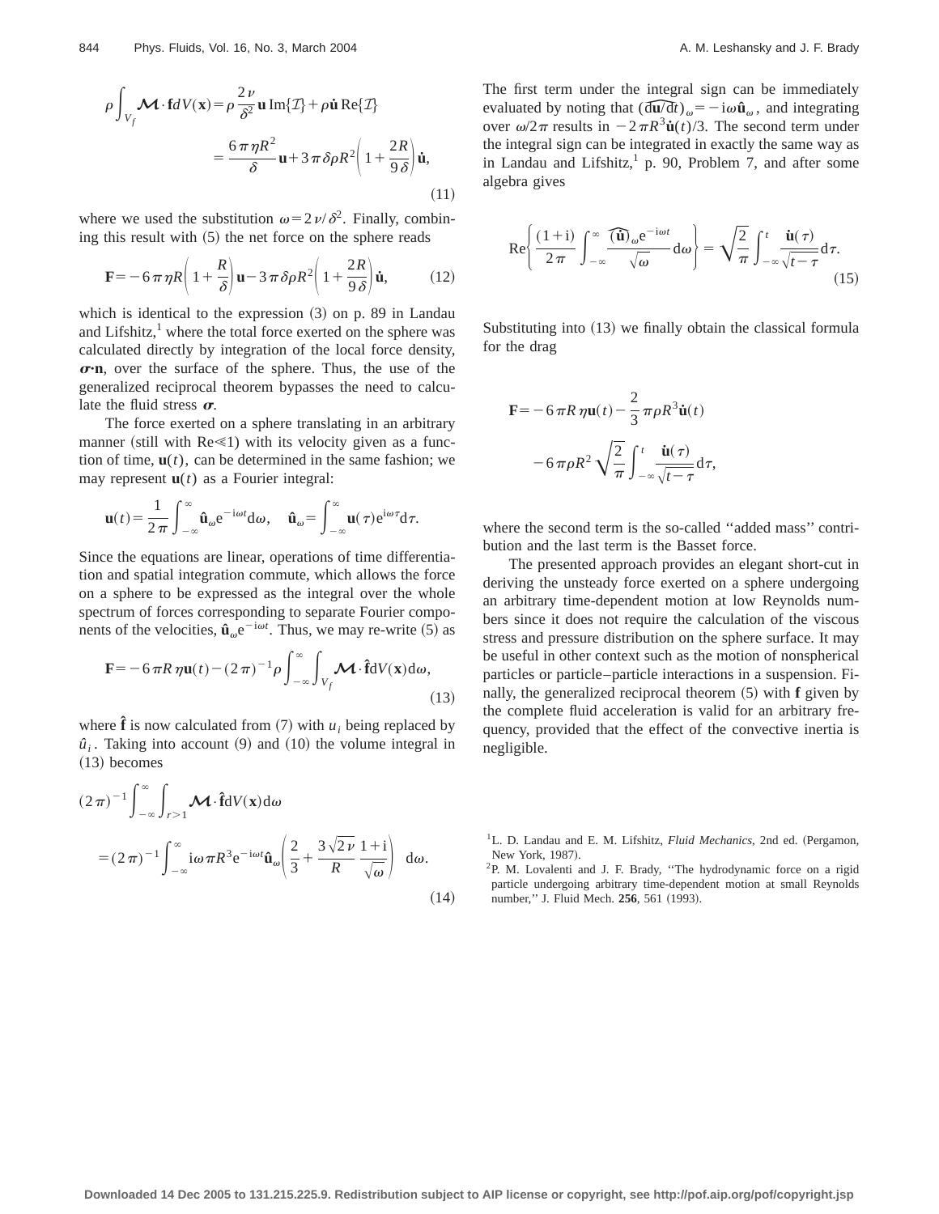$$\rho \int_{V_f} \boldsymbol{\mathcal{M}} \cdot \mathbf{f} dV(\mathbf{x}) = \rho \frac{2\nu}{\delta^2} \mathbf{u} \, \mathrm{Im}\{\mathcal{I}\} + \rho \dot{\mathbf{u}} \, \mathrm{Re}\{\mathcal{I}\}$$

$$= \frac{6\pi\eta R^2}{\delta} \mathbf{u} + 3\pi\delta\rho R^2 \left(1 + \frac{2R}{9\delta}\right) \dot{\mathbf{u}}, \tag{11}$$

where we used the substitution $\omega = 2\nu/\delta^2$. Finally, combining this result with (5) the net force on the sphere reads

$$\mathbf{F} = -6\pi\eta R \left(1 + \frac{R}{\delta}\right) \mathbf{u} - 3\pi\delta\rho R^2 \left(1 + \frac{2R}{9\delta}\right) \dot{\mathbf{u}}, \tag{12}$$

which is identical to the expression (3) on p. 89 in Landau and Lifshitz,[1] where the total force exerted on the sphere was calculated directly by integration of the local force density, $\boldsymbol{\sigma} \cdot \mathbf{n}$, over the surface of the sphere. Thus, the use of the generalized reciprocal theorem bypasses the need to calculate the fluid stress $\boldsymbol{\sigma}$.

The force exerted on a sphere translating in an arbitrary manner (still with $\mathrm{Re} \ll 1$) with its velocity given as a function of time, $\mathbf{u}(t)$, can be determined in the same fashion; we may represent $\mathbf{u}(t)$ as a Fourier integral:

$$\mathbf{u}(t) = \frac{1}{2\pi} \int_{-\infty}^{\infty} \hat{\mathbf{u}}_\omega e^{-i\omega t} d\omega, \quad \hat{\mathbf{u}}_\omega = \int_{-\infty}^{\infty} \mathbf{u}(\tau) e^{i\omega\tau} d\tau.$$

Since the equations are linear, operations of time differentiation and spatial integration commute, which allows the force on a sphere to be expressed as the integral over the whole spectrum of forces corresponding to separate Fourier components of the velocities, $\hat{\mathbf{u}}_\omega e^{-i\omega t}$. Thus, we may re-write (5) as

$$\mathbf{F} = -6\pi R \eta \mathbf{u}(t) - (2\pi)^{-1} \rho \int_{-\infty}^{\infty} \int_{V_f} \boldsymbol{\mathcal{M}} \cdot \hat{\mathbf{f}} dV(\mathbf{x}) d\omega, \tag{13}$$

where $\hat{\mathbf{f}}$ is now calculated from (7) with $u_i$ being replaced by $\hat{u}_i$. Taking into account (9) and (10) the volume integral in (13) becomes

$$(2\pi)^{-1} \int_{-\infty}^{\infty} \int_{r>1} \boldsymbol{\mathcal{M}} \cdot \hat{\mathbf{f}} dV(\mathbf{x}) d\omega$$

$$= (2\pi)^{-1} \int_{-\infty}^{\infty} i\omega \pi R^3 e^{-i\omega t} \hat{\mathbf{u}}_\omega \left( \frac{2}{3} + \frac{3\sqrt{2\nu}}{R} \frac{1+i}{\sqrt{\omega}} \right) d\omega. \tag{14}$$

The first term under the integral sign can be immediately evaluated by noting that $(\widehat{d\mathbf{u}/dt})_\omega = -i\omega \hat{\mathbf{u}}_\omega$, and integrating over $\omega/2\pi$ results in $-2\pi R^3 \dot{\mathbf{u}}(t)/3$. The second term under the integral sign can be integrated in exactly the same way as in Landau and Lifshitz,[1] p. 90, Problem 7, and after some algebra gives

$$\mathrm{Re}\left\{ \frac{(1+i)}{2\pi} \int_{-\infty}^{\infty} \frac{(\widehat{\dot{\mathbf{u}}})_\omega e^{-i\omega t}}{\sqrt{\omega}} d\omega \right\} = \sqrt{\frac{2}{\pi}} \int_{-\infty}^{t} \frac{\dot{\mathbf{u}}(\tau)}{\sqrt{t-\tau}} d\tau. \tag{15}$$

Substituting into (13) we finally obtain the classical formula for the drag

$$\mathbf{F} = -6\pi R \eta \mathbf{u}(t) - \frac{2}{3} \pi \rho R^3 \dot{\mathbf{u}}(t)$$

$$- 6\pi\rho R^2 \sqrt{\frac{2}{\pi}} \int_{-\infty}^{t} \frac{\dot{\mathbf{u}}(\tau)}{\sqrt{t-\tau}} d\tau,$$

where the second term is the so-called "added mass" contribution and the last term is the Basset force.

The presented approach provides an elegant short-cut in deriving the unsteady force exerted on a sphere undergoing an arbitrary time-dependent motion at low Reynolds numbers since it does not require the calculation of the viscous stress and pressure distribution on the sphere surface. It may be useful in other context such as the motion of nonspherical particles or particle–particle interactions in a suspension. Finally, the generalized reciprocal theorem (5) with $\mathbf{f}$ given by the complete fluid acceleration is valid for an arbitrary frequency, provided that the effect of the convective inertia is negligible.

[1] L. D. Landau and E. M. Lifshitz, *Fluid Mechanics*, 2nd ed. (Pergamon, New York, 1987).

[2] P. M. Lovalenti and J. F. Brady, "The hydrodynamic force on a rigid particle undergoing arbitrary time-dependent motion at small Reynolds number," J. Fluid Mech. **256**, 561 (1993).